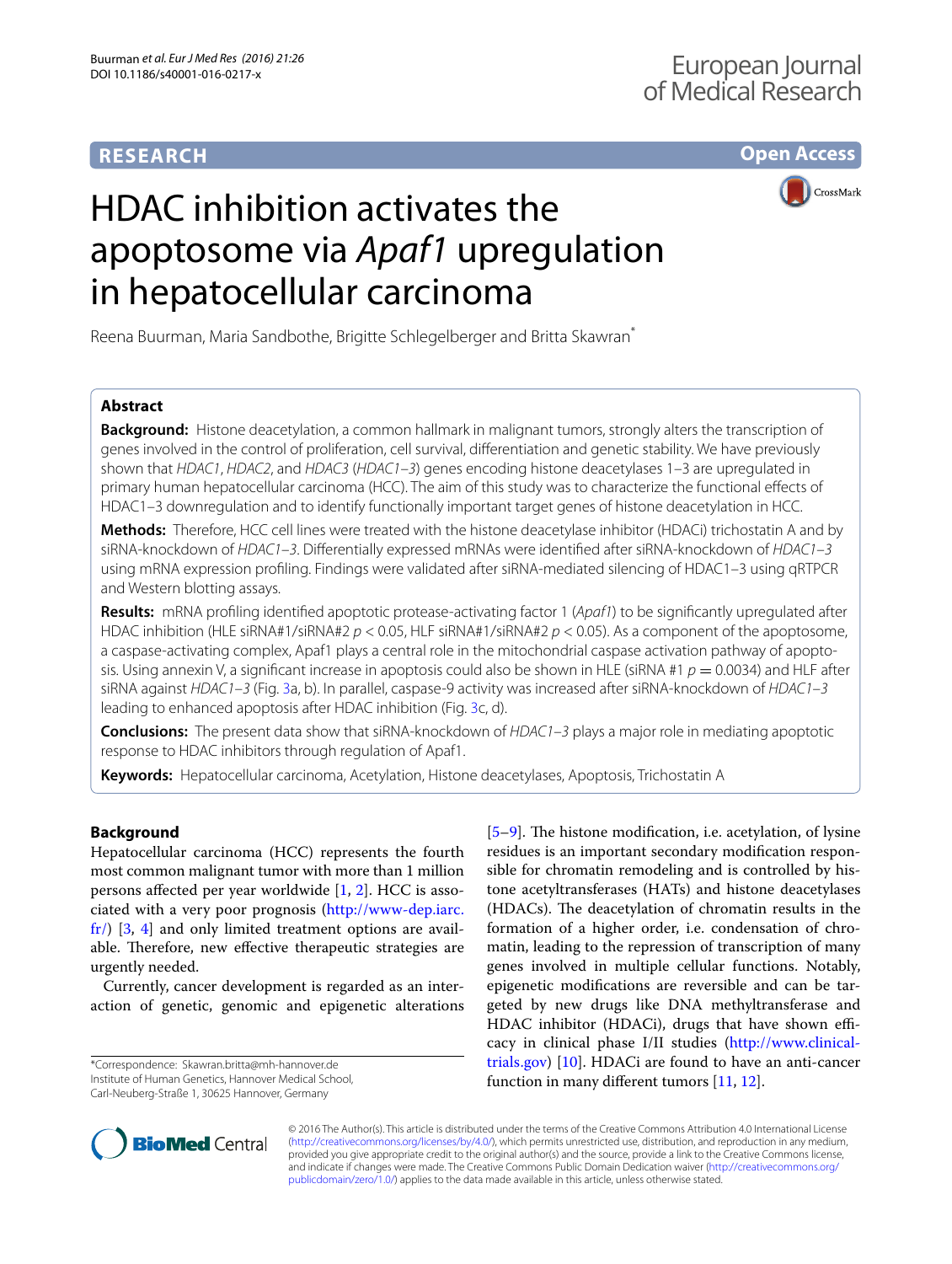**RESEARCH** **Open Access**

# HDAC inhibition activates the apoptosome via *Apaf1* upregulation in hepatocellular carcinoma

Reena Buurman, Maria Sandbothe, Brigitte Schlegelberger and Britta Skawran*

## Abstract

**Background:** Histone deacetylation, a common hallmark in malignant tumors, strongly alters the transcription of genes involved in the control of proliferation, cell survival, differentiation and genetic stability. We have previously shown that *HDAC1*, *HDAC2*, and *HDAC3* (*HDAC1–3*) genes encoding histone deacetylases 1–3 are upregulated in primary human hepatocellular carcinoma (HCC). The aim of this study was to characterize the functional effects of HDAC1–3 downregulation and to identify functionally important target genes of histone deacetylation in HCC.

**Methods:** Therefore, HCC cell lines were treated with the histone deacetylase inhibitor (HDACi) trichostatin A and by siRNA-knockdown of *HDAC1–3*. Differentially expressed mRNAs were identified after siRNA-knockdown of *HDAC1–3* using mRNA expression profiling. Findings were validated after siRNA-mediated silencing of HDAC1–3 using qRTPCR and Western blotting assays.

**Results:** mRNA profiling identified apoptotic protease-activating factor 1 (*Apaf1*) to be significantly upregulated after HDAC inhibition (HLE siRNA#1/siRNA#2 $p < 0.05$, HLF siRNA#1/siRNA#2 $p < 0.05$). As a component of the apoptosome, a caspase-activating complex, Apaf1 plays a central role in the mitochondrial caspase activation pathway of apoptosis. Using annexin V, a significant increase in apoptosis could also be shown in HLE (siRNA #1 $p = 0.0034$) and HLF after siRNA against *HDAC1–3* (Fig. 3a, b). In parallel, caspase-9 activity was increased after siRNA-knockdown of *HDAC1–3* leading to enhanced apoptosis after HDAC inhibition (Fig. 3c, d).

**Conclusions:** The present data show that siRNA-knockdown of *HDAC1–3* plays a major role in mediating apoptotic response to HDAC inhibitors through regulation of Apaf1.

**Keywords:** Hepatocellular carcinoma, Acetylation, Histone deacetylases, Apoptosis, Trichostatin A

## Background

Hepatocellular carcinoma (HCC) represents the fourth most common malignant tumor with more than 1 million persons affected per year worldwide [1, 2]. HCC is associated with a very poor prognosis (http://www-dep.iarc.fr/) [3, 4] and only limited treatment options are available. Therefore, new effective therapeutic strategies are urgently needed.

Currently, cancer development is regarded as an interaction of genetic, genomic and epigenetic alterations [5–9]. The histone modification, i.e. acetylation, of lysine residues is an important secondary modification responsible for chromatin remodeling and is controlled by histone acetyltransferases (HATs) and histone deacetylases (HDACs). The deacetylation of chromatin results in the formation of a higher order, i.e. condensation of chromatin, leading to the repression of transcription of many genes involved in multiple cellular functions. Notably, epigenetic modifications are reversible and can be targeted by new drugs like DNA methyltransferase and HDAC inhibitor (HDACi), drugs that have shown efficacy in clinical phase I/II studies (http://www.clinicaltrials.gov) [10]. HDACi are found to have an anti-cancer function in many different tumors [11, 12].

*Correspondence: Skawran.britta@mh-hannover.de
Institute of Human Genetics, Hannover Medical School, Carl-Neuberg-Straße 1, 30625 Hannover, Germany

© 2016 The Author(s). This article is distributed under the terms of the Creative Commons Attribution 4.0 International License (http://creativecommons.org/licenses/by/4.0/), which permits unrestricted use, distribution, and reproduction in any medium, provided you give appropriate credit to the original author(s) and the source, provide a link to the Creative Commons license, and indicate if changes were made. The Creative Commons Public Domain Dedication waiver (http://creativecommons.org/publicdomain/zero/1.0/) applies to the data made available in this article, unless otherwise stated.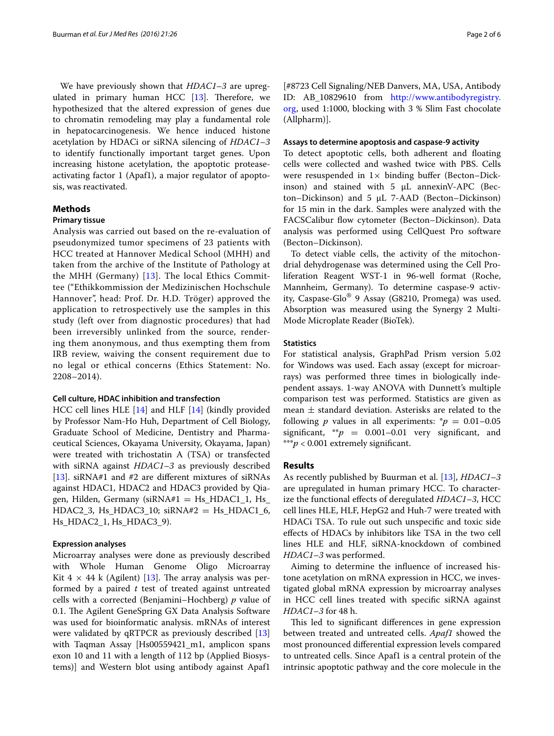We have previously shown that *HDAC1–3* are upregulated in primary human HCC [13]. Therefore, we hypothesized that the altered expression of genes due to chromatin remodeling may play a fundamental role in hepatocarcinogenesis. We hence induced histone acetylation by HDACi or siRNA silencing of *HDAC1–3* to identify functionally important target genes. Upon increasing histone acetylation, the apoptotic protease-activating factor 1 (Apaf1), a major regulator of apoptosis, was reactivated.

## Methods

### Primary tissue

Analysis was carried out based on the re-evaluation of pseudonymized tumor specimens of 23 patients with HCC treated at Hannover Medical School (MHH) and taken from the archive of the Institute of Pathology at the MHH (Germany) [13]. The local Ethics Committee ("Ethikkommission der Medizinischen Hochschule Hannover", head: Prof. Dr. H.D. Tröger) approved the application to retrospectively use the samples in this study (left over from diagnostic procedures) that had been irreversibly unlinked from the source, rendering them anonymous, and thus exempting them from IRB review, waiving the consent requirement due to no legal or ethical concerns (Ethics Statement: No. 2208–2014).

### Cell culture, HDAC inhibition and transfection

HCC cell lines HLE [14] and HLF [14] (kindly provided by Professor Nam-Ho Huh, Department of Cell Biology, Graduate School of Medicine, Dentistry and Pharmaceutical Sciences, Okayama University, Okayama, Japan) were treated with trichostatin A (TSA) or transfected with siRNA against *HDAC1–3* as previously described [13]. siRNA#1 and #2 are different mixtures of siRNAs against HDAC1, HDAC2 and HDAC3 provided by Qiagen, Hilden, Germany (siRNA#1 = Hs_HDAC1_1, Hs_HDAC2_3, Hs_HDAC3_10; siRNA#2 = Hs_HDAC1_6, Hs_HDAC2_1, Hs_HDAC3_9).

### Expression analyses

Microarray analyses were done as previously described with Whole Human Genome Oligo Microarray Kit 4 × 44 k (Agilent) [13]. The array analysis was performed by a paired *t* test of treated against untreated cells with a corrected (Benjamini–Hochberg) *p* value of 0.1. The Agilent GeneSpring GX Data Analysis Software was used for bioinformatic analysis. mRNAs of interest were validated by qRTPCR as previously described [13] with Taqman Assay [Hs00559421_m1, amplicon spans exon 10 and 11 with a length of 112 bp (Applied Biosystems)] and Western blot using antibody against Apaf1 [#8723 Cell Signaling/NEB Danvers, MA, USA, Antibody ID: AB_10829610 from http://www.antibodyregistry.org, used 1:1000, blocking with 3 % Slim Fast chocolate (Allpharm)].

### Assays to determine apoptosis and caspase-9 activity

To detect apoptotic cells, both adherent and floating cells were collected and washed twice with PBS. Cells were resuspended in 1× binding buffer (Becton–Dickinson) and stained with 5 µL annexinV-APC (Becton–Dickinson) and 5 µL 7-AAD (Becton–Dickinson) for 15 min in the dark. Samples were analyzed with the FACSCalibur flow cytometer (Becton–Dickinson). Data analysis was performed using CellQuest Pro software (Becton–Dickinson).

To detect viable cells, the activity of the mitochondrial dehydrogenase was determined using the Cell Proliferation Reagent WST-1 in 96-well format (Roche, Mannheim, Germany). To determine caspase-9 activity, Caspase-Glo® 9 Assay (G8210, Promega) was used. Absorption was measured using the Synergy 2 Multi-Mode Microplate Reader (BioTek).

### Statistics

For statistical analysis, GraphPad Prism version 5.02 for Windows was used. Each assay (except for microarrays) was performed three times in biologically independent assays. 1-way ANOVA with Dunnett's multiple comparison test was performed. Statistics are given as mean ± standard deviation. Asterisks are related to the following *p* values in all experiments: $^{*}p$ = 0.01–0.05 significant, $^{**}p$ = 0.001–0.01 very significant, and $^{***}p < 0.001$ extremely significant.

## Results

As recently published by Buurman et al. [13], *HDAC1–3* are upregulated in human primary HCC. To characterize the functional effects of deregulated *HDAC1–3*, HCC cell lines HLE, HLF, HepG2 and Huh-7 were treated with HDACi TSA. To rule out such unspecific and toxic side effects of HDACs by inhibitors like TSA in the two cell lines HLE and HLF, siRNA-knockdown of combined *HDAC1–3* was performed.

Aiming to determine the influence of increased histone acetylation on mRNA expression in HCC, we investigated global mRNA expression by microarray analyses in HCC cell lines treated with specific siRNA against *HDAC1–3* for 48 h.

This led to significant differences in gene expression between treated and untreated cells. *Apaf1* showed the most pronounced differential expression levels compared to untreated cells. Since Apaf1 is a central protein of the intrinsic apoptotic pathway and the core molecule in the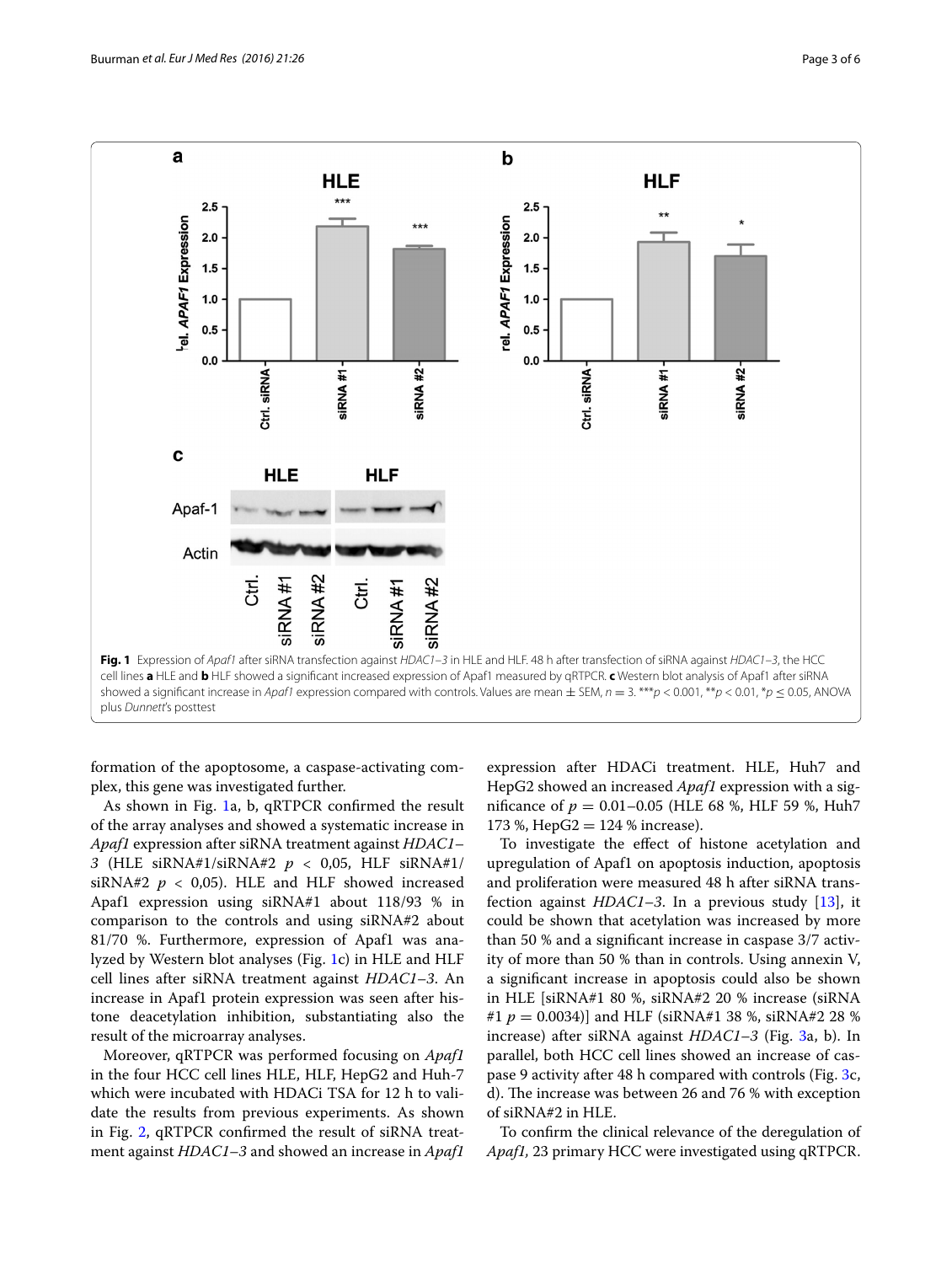Fig. 1 Expression of *Apaf1* after siRNA transfection against *HDAC1–3* in HLE and HLF. 48 h after transfection of siRNA against *HDAC1–3*, the HCC cell lines **a** HLE and **b** HLF showed a significant increased expression of Apaf1 measured by qRTPCR. **c** Western blot analysis of Apaf1 after siRNA showed a significant increase in *Apaf1* expression compared with controls. Values are mean ± SEM, $n = 3$. ***$p < 0.001$, **$p < 0.01$, *$p \leq 0.05$, ANOVA plus *Dunnett*'s posttest

formation of the apoptosome, a caspase-activating complex, this gene was investigated further.

As shown in Fig. 1a, b, qRTPCR confirmed the result of the array analyses and showed a systematic increase in *Apaf1* expression after siRNA treatment against *HDAC1–3* (HLE siRNA#1/siRNA#2 $p$ < 0,05, HLF siRNA#1/siRNA#2 $p$ < 0,05). HLE and HLF showed increased Apaf1 expression using siRNA#1 about 118/93 % in comparison to the controls and using siRNA#2 about 81/70 %. Furthermore, expression of Apaf1 was analyzed by Western blot analyses (Fig. 1c) in HLE and HLF cell lines after siRNA treatment against *HDAC1–3*. An increase in Apaf1 protein expression was seen after histone deacetylation inhibition, substantiating also the result of the microarray analyses.

Moreover, qRTPCR was performed focusing on *Apaf1* in the four HCC cell lines HLE, HLF, HepG2 and Huh-7 which were incubated with HDACi TSA for 12 h to validate the results from previous experiments. As shown in Fig. 2, qRTPCR confirmed the result of siRNA treatment against *HDAC1–3* and showed an increase in *Apaf1* expression after HDACi treatment. HLE, Huh7 and HepG2 showed an increased *Apaf1* expression with a significance of $p$ = 0.01–0.05 (HLE 68 %, HLF 59 %, Huh7 173 %, HepG2 = 124 % increase).

To investigate the effect of histone acetylation and upregulation of Apaf1 on apoptosis induction, apoptosis and proliferation were measured 48 h after siRNA transfection against *HDAC1–3*. In a previous study [13], it could be shown that acetylation was increased by more than 50 % and a significant increase in caspase 3/7 activity of more than 50 % than in controls. Using annexin V, a significant increase in apoptosis could also be shown in HLE [siRNA#1 80 %, siRNA#2 20 % increase (siRNA #1 $p$ = 0.0034)] and HLF (siRNA#1 38 %, siRNA#2 28 % increase) after siRNA against *HDAC1–3* (Fig. 3a, b). In parallel, both HCC cell lines showed an increase of caspase 9 activity after 48 h compared with controls (Fig. 3c, d). The increase was between 26 and 76 % with exception of siRNA#2 in HLE.

To confirm the clinical relevance of the deregulation of *Apaf1,* 23 primary HCC were investigated using qRTPCR.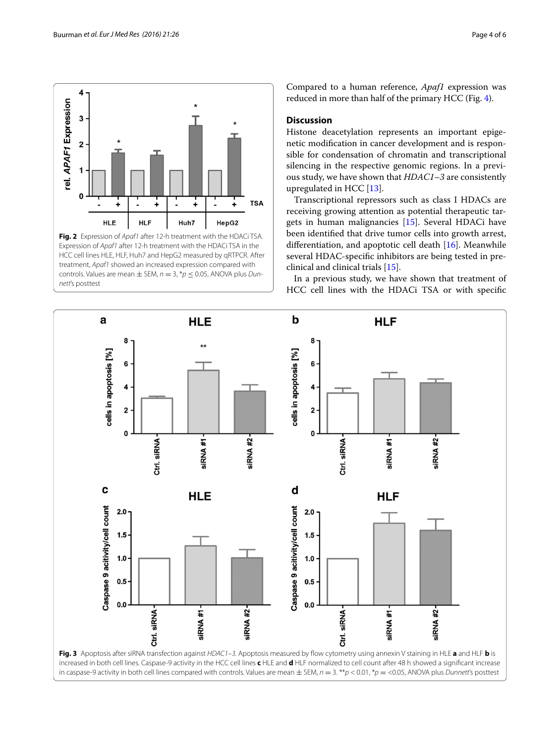**Fig. 2** Expression of *Apaf1* after 12-h treatment with the HDACi TSA. Expression of *Apaf1* after 12-h treatment with the HDACi TSA in the HCC cell lines HLE, HLF, Huh7 and HepG2 measured by qRTPCR. After treatment, *Apaf1* showed an increased expression compared with controls. Values are mean ± SEM, $n = 3$, \*$p \leq 0.05$, ANOVA plus *Dunnett's* posttest

Compared to a human reference, *Apaf1* expression was reduced in more than half of the primary HCC (Fig. 4).

## Discussion

Histone deacetylation represents an important epigenetic modification in cancer development and is responsible for condensation of chromatin and transcriptional silencing in the respective genomic regions. In a previous study, we have shown that *HDAC1–3* are consistently upregulated in HCC [13].

Transcriptional repressors such as class I HDACs are receiving growing attention as potential therapeutic targets in human malignancies [15]. Several HDACi have been identified that drive tumor cells into growth arrest, differentiation, and apoptotic cell death [16]. Meanwhile several HDAC-specific inhibitors are being tested in preclinical and clinical trials [15].

In a previous study, we have shown that treatment of HCC cell lines with the HDACi TSA or with specific

**Fig. 3** Apoptosis after siRNA transfection against *HDAC1–3*. Apoptosis measured by flow cytometry using annexin V staining in HLE **a** and HLF **b** is increased in both cell lines. Caspase-9 activity in the HCC cell lines **c** HLE and **d** HLF normalized to cell count after 48 h showed a significant increase in caspase-9 activity in both cell lines compared with controls. Values are mean ± SEM, $n = 3$. \*\*$p < 0.01$, \*$p = <0.05$, ANOVA plus *Dunnett's* posttest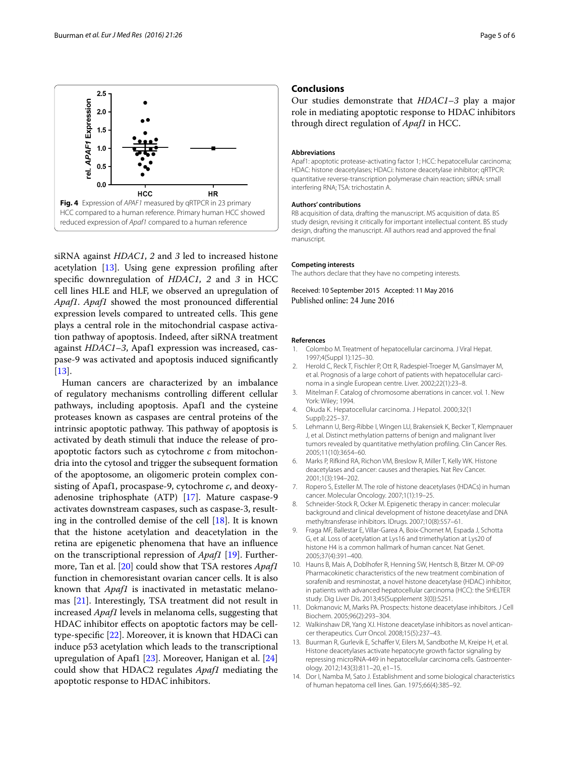**Fig. 4** Expression of *APAF1* measured by qRTPCR in 23 primary HCC compared to a human reference. Primary human HCC showed reduced expression of *Apaf1* compared to a human reference

siRNA against *HDAC1*, *2* and *3* led to increased histone acetylation [13]. Using gene expression profiling after specific downregulation of *HDAC1*, *2* and *3* in HCC cell lines HLE and HLF, we observed an upregulation of *Apaf1*. *Apaf1* showed the most pronounced differential expression levels compared to untreated cells. This gene plays a central role in the mitochondrial caspase activation pathway of apoptosis. Indeed, after siRNA treatment against *HDAC1–3*, Apaf1 expression was increased, caspase-9 was activated and apoptosis induced significantly [13].

Human cancers are characterized by an imbalance of regulatory mechanisms controlling different cellular pathways, including apoptosis. Apaf1 and the cysteine proteases known as caspases are central proteins of the intrinsic apoptotic pathway. This pathway of apoptosis is activated by death stimuli that induce the release of pro-apoptotic factors such as cytochrome *c* from mitochondria into the cytosol and trigger the subsequent formation of the apoptosome, an oligomeric protein complex consisting of Apaf1, procaspase-9, cytochrome *c*, and deoxyadenosine triphosphate (ATP) [17]. Mature caspase-9 activates downstream caspases, such as caspase-3, resulting in the controlled demise of the cell [18]. It is known that the histone acetylation and deacetylation in the retina are epigenetic phenomena that have an influence on the transcriptional repression of *Apaf1* [19]. Furthermore, Tan et al. [20] could show that TSA restores *Apaf1* function in chemoresistant ovarian cancer cells. It is also known that *Apaf1* is inactivated in metastatic melanomas [21]. Interestingly, TSA treatment did not result in increased *Apaf1* levels in melanoma cells, suggesting that HDAC inhibitor effects on apoptotic factors may be cell-type-specific [22]. Moreover, it is known that HDACi can induce p53 acetylation which leads to the transcriptional upregulation of Apaf1 [23]. Moreover, Hanigan et al. [24] could show that HDAC2 regulates *Apaf1* mediating the apoptotic response to HDAC inhibitors.

## Conclusions

Our studies demonstrate that *HDAC1–3* play a major role in mediating apoptotic response to HDAC inhibitors through direct regulation of *Apaf1* in HCC.

### Abbreviations

Apaf1: apoptotic protease-activating factor 1; HCC: hepatocellular carcinoma; HDAC: histone deacetylases; HDACi: histone deacetylase inhibitor; qRTPCR: quantitative reverse-transcription polymerase chain reaction; siRNA: small interfering RNA; TSA: trichostatin A.

### Authors' contributions

RB acquisition of data, drafting the manuscript. MS acquisition of data. BS study design, revising it critically for important intellectual content. BS study design, drafting the manuscript. All authors read and approved the final manuscript.

### Competing interests

The authors declare that they have no competing interests.

Received: 10 September 2015 Accepted: 11 May 2016
Published online: 24 June 2016

### References

1. Colombo M. Treatment of hepatocellular carcinoma. J Viral Hepat. 1997;4(Suppl 1):125–30.
2. Herold C, Reck T, Fischler P, Ott R, Radespiel-Troeger M, Ganslmayer M, et al. Prognosis of a large cohort of patients with hepatocellular carcinoma in a single European centre. Liver. 2002;22(1):23–8.
3. Mitelman F. Catalog of chromosome aberrations in cancer. vol. 1. New York: Wiley; 1994.
4. Okuda K. Hepatocellular carcinoma. J Hepatol. 2000;32(1 Suppl):225–37.
5. Lehmann U, Berg-Ribbe I, Wingen LU, Brakensiek K, Becker T, Klempnauer J, et al. Distinct methylation patterns of benign and malignant liver tumors revealed by quantitative methylation profiling. Clin Cancer Res. 2005;11(10):3654–60.
6. Marks P, Rifkind RA, Richon VM, Breslow R, Miller T, Kelly WK. Histone deacetylases and cancer: causes and therapies. Nat Rev Cancer. 2001;1(3):194–202.
7. Ropero S, Esteller M. The role of histone deacetylases (HDACs) in human cancer. Molecular Oncology. 2007;1(1):19–25.
8. Schneider-Stock R, Ocker M. Epigenetic therapy in cancer: molecular background and clinical development of histone deacetylase and DNA methyltransferase inhibitors. IDrugs. 2007;10(8):557–61.
9. Fraga MF, Ballestar E, Villar-Garea A, Boix-Chornet M, Espada J, Schotta G, et al. Loss of acetylation at Lys16 and trimethylation at Lys20 of histone H4 is a common hallmark of human cancer. Nat Genet. 2005;37(4):391–400.
10. Hauns B, Mais A, Doblhofer R, Henning SW, Hentsch B, Bitzer M. OP-09 Pharmacokinetic characteristics of the new treatment combination of sorafenib and resminostat, a novel histone deacetylase (HDAC) inhibitor, in patients with advanced hepatocellular carcinoma (HCC): the SHELTER study. Dig Liver Dis. 2013;45(Supplement 3(0)):S251.
11. Dokmanovic M, Marks PA. Prospects: histone deacetylase inhibitors. J Cell Biochem. 2005;96(2):293–304.
12. Walkinshaw DR, Yang XJ. Histone deacetylase inhibitors as novel anticancer therapeutics. Curr Oncol. 2008;15(5):237–43.
13. Buurman R, Gurlevik E, Schaffer V, Eilers M, Sandbothe M, Kreipe H, et al. Histone deacetylases activate hepatocyte growth factor signaling by repressing microRNA-449 in hepatocellular carcinoma cells. Gastroenterology. 2012;143(3):811–20, e1–15.
14. Dor I, Namba M, Sato J. Establishment and some biological characteristics of human hepatoma cell lines. Gan. 1975;66(4):385–92.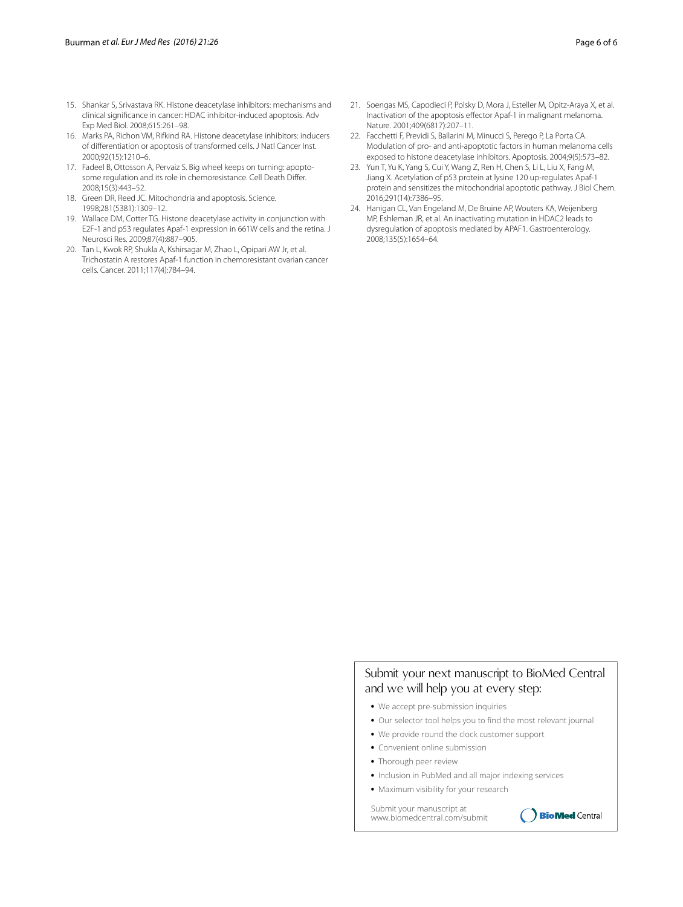15. Shankar S, Srivastava RK. Histone deacetylase inhibitors: mechanisms and clinical significance in cancer: HDAC inhibitor-induced apoptosis. Adv Exp Med Biol. 2008;615:261–98.
16. Marks PA, Richon VM, Rifkind RA. Histone deacetylase inhibitors: inducers of differentiation or apoptosis of transformed cells. J Natl Cancer Inst. 2000;92(15):1210–6.
17. Fadeel B, Ottosson A, Pervaiz S. Big wheel keeps on turning: apoptosome regulation and its role in chemoresistance. Cell Death Differ. 2008;15(3):443–52.
18. Green DR, Reed JC. Mitochondria and apoptosis. Science. 1998;281(5381):1309–12.
19. Wallace DM, Cotter TG. Histone deacetylase activity in conjunction with E2F-1 and p53 regulates Apaf-1 expression in 661W cells and the retina. J Neurosci Res. 2009;87(4):887–905.
20. Tan L, Kwok RP, Shukla A, Kshirsagar M, Zhao L, Opipari AW Jr, et al. Trichostatin A restores Apaf-1 function in chemoresistant ovarian cancer cells. Cancer. 2011;117(4):784–94.
21. Soengas MS, Capodieci P, Polsky D, Mora J, Esteller M, Opitz-Araya X, et al. Inactivation of the apoptosis effector Apaf-1 in malignant melanoma. Nature. 2001;409(6817):207–11.
22. Facchetti F, Previdi S, Ballarini M, Minucci S, Perego P, La Porta CA. Modulation of pro- and anti-apoptotic factors in human melanoma cells exposed to histone deacetylase inhibitors. Apoptosis. 2004;9(5):573–82.
23. Yun T, Yu K, Yang S, Cui Y, Wang Z, Ren H, Chen S, Li L, Liu X, Fang M, Jiang X. Acetylation of p53 protein at lysine 120 up-regulates Apaf-1 protein and sensitizes the mitochondrial apoptotic pathway. J Biol Chem. 2016;291(14):7386–95.
24. Hanigan CL, Van Engeland M, De Bruine AP, Wouters KA, Weijenberg MP, Eshleman JR, et al. An inactivating mutation in HDAC2 leads to dysregulation of apoptosis mediated by APAF1. Gastroenterology. 2008;135(5):1654–64.

Submit your next manuscript to BioMed Central and we will help you at every step:

- We accept pre-submission inquiries
- Our selector tool helps you to find the most relevant journal
- We provide round the clock customer support
- Convenient online submission
- Thorough peer review
- Inclusion in PubMed and all major indexing services
- Maximum visibility for your research

Submit your manuscript at www.biomedcentral.com/submit

BioMed Central